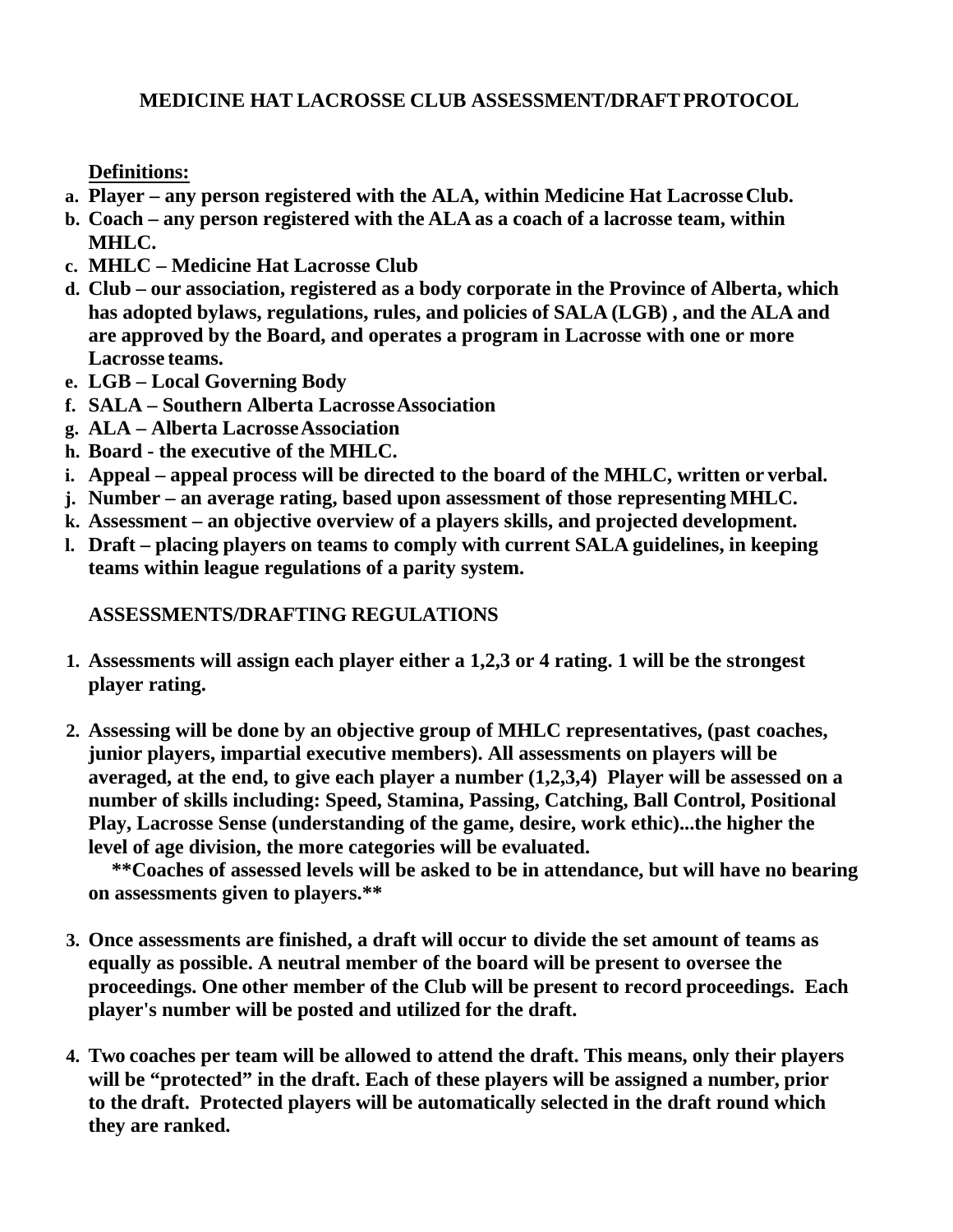# MEDICINE HAT LACROSSE CLUB ASSESSMENT/DRAFT PROTOCOL

**Definitions:**

a. **Player – any person registered with the ALA, within Medicine Hat Lacrosse Club.**
b. **Coach – any person registered with the ALA as a coach of a lacrosse team, within MHLC.**
c. **MHLC – Medicine Hat Lacrosse Club**
d. **Club – our association, registered as a body corporate in the Province of Alberta, which has adopted bylaws, regulations, rules, and policies of SALA (LGB) , and the ALA and are approved by the Board, and operates a program in Lacrosse with one or more Lacrosse teams.**
e. **LGB – Local Governing Body**
f. **SALA – Southern Alberta Lacrosse Association**
g. **ALA – Alberta Lacrosse Association**
h. **Board - the executive of the MHLC.**
i. **Appeal – appeal process will be directed to the board of the MHLC, written or verbal.**
j. **Number – an average rating, based upon assessment of those representing MHLC.**
k. **Assessment – an objective overview of a players skills, and projected development.**
l. **Draft – placing players on teams to comply with current SALA guidelines, in keeping teams within league regulations of a parity system.**

**ASSESSMENTS/DRAFTING REGULATIONS**

1. **Assessments will assign each player either a 1,2,3 or 4 rating. 1 will be the strongest player rating.**

2. **Assessing will be done by an objective group of MHLC representatives, (past coaches, junior players, impartial executive members). All assessments on players will be averaged, at the end, to give each player a number (1,2,3,4) Player will be assessed on a number of skills including: Speed, Stamina, Passing, Catching, Ball Control, Positional Play, Lacrosse Sense (understanding of the game, desire, work ethic)...the higher the level of age division, the more categories will be evaluated.**

   **\*\*Coaches of assessed levels will be asked to be in attendance, but will have no bearing on assessments given to players.\*\***

3. **Once assessments are finished, a draft will occur to divide the set amount of teams as equally as possible. A neutral member of the board will be present to oversee the proceedings. One other member of the Club will be present to record proceedings. Each player's number will be posted and utilized for the draft.**

4. **Two coaches per team will be allowed to attend the draft. This means, only their players will be "protected" in the draft. Each of these players will be assigned a number, prior to the draft. Protected players will be automatically selected in the draft round which they are ranked.**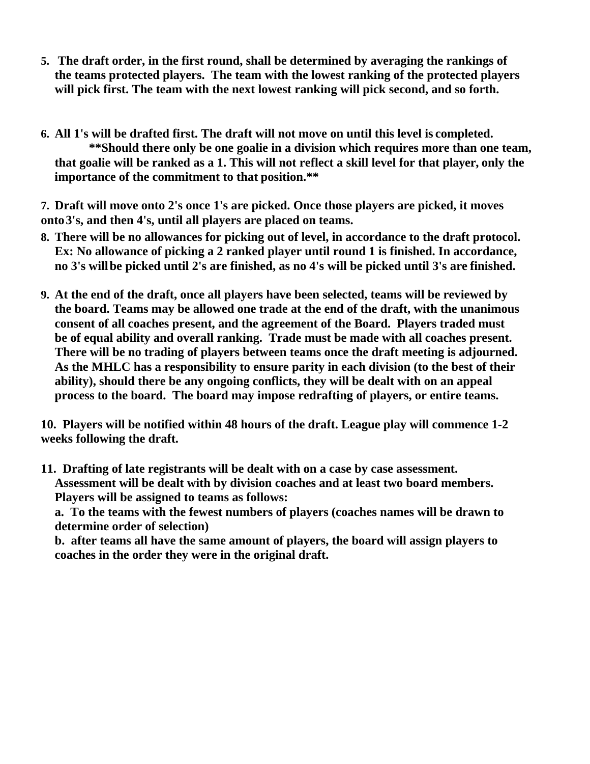**5. The draft order, in the first round, shall be determined by averaging the rankings of the teams protected players. The team with the lowest ranking of the protected players will pick first. The team with the next lowest ranking will pick second, and so forth.**

**6. All 1's will be drafted first. The draft will not move on until this level is completed.**
**\*\*Should there only be one goalie in a division which requires more than one team, that goalie will be ranked as a 1. This will not reflect a skill level for that player, only the importance of the commitment to that position.\*\***

**7. Draft will move onto 2's once 1's are picked. Once those players are picked, it moves onto 3's, and then 4's, until all players are placed on teams.**

**8. There will be no allowances for picking out of level, in accordance to the draft protocol. Ex: No allowance of picking a 2 ranked player until round 1 is finished. In accordance, no 3's will be picked until 2's are finished, as no 4's will be picked until 3's are finished.**

**9. At the end of the draft, once all players have been selected, teams will be reviewed by the board. Teams may be allowed one trade at the end of the draft, with the unanimous consent of all coaches present, and the agreement of the Board. Players traded must be of equal ability and overall ranking. Trade must be made with all coaches present. There will be no trading of players between teams once the draft meeting is adjourned. As the MHLC has a responsibility to ensure parity in each division (to the best of their ability), should there be any ongoing conflicts, they will be dealt with on an appeal process to the board. The board may impose redrafting of players, or entire teams.**

**10. Players will be notified within 48 hours of the draft. League play will commence 1-2 weeks following the draft.**

**11. Drafting of late registrants will be dealt with on a case by case assessment. Assessment will be dealt with by division coaches and at least two board members. Players will be assigned to teams as follows:**

**a. To the teams with the fewest numbers of players (coaches names will be drawn to determine order of selection)**

**b. after teams all have the same amount of players, the board will assign players to coaches in the order they were in the original draft.**